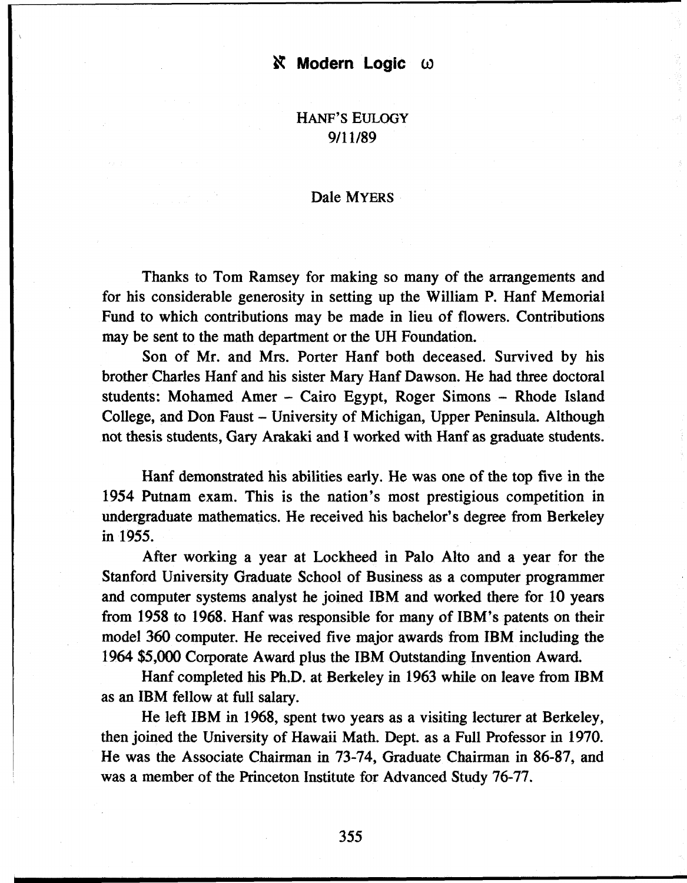# HANF'S EULOGY
9/11/89

Dale MYERS

Thanks to Tom Ramsey for making so many of the arrangements and for his considerable generosity in setting up the William P. Hanf Memorial Fund to which contributions may be made in lieu of flowers. Contributions may be sent to the math department or the UH Foundation.

Son of Mr. and Mrs. Porter Hanf both deceased. Survived by his brother Charles Hanf and his sister Mary Hanf Dawson. He had three doctoral students: Mohamed Amer – Cairo Egypt, Roger Simons – Rhode Island College, and Don Faust – University of Michigan, Upper Peninsula. Although not thesis students, Gary Arakaki and I worked with Hanf as graduate students.

Hanf demonstrated his abilities early. He was one of the top five in the 1954 Putnam exam. This is the nation's most prestigious competition in undergraduate mathematics. He received his bachelor's degree from Berkeley in 1955.

After working a year at Lockheed in Palo Alto and a year for the Stanford University Graduate School of Business as a computer programmer and computer systems analyst he joined IBM and worked there for 10 years from 1958 to 1968. Hanf was responsible for many of IBM's patents on their model 360 computer. He received five major awards from IBM including the 1964 $5,000 Corporate Award plus the IBM Outstanding Invention Award.

Hanf completed his Ph.D. at Berkeley in 1963 while on leave from IBM as an IBM fellow at full salary.

He left IBM in 1968, spent two years as a visiting lecturer at Berkeley, then joined the University of Hawaii Math. Dept. as a Full Professor in 1970. He was the Associate Chairman in 73-74, Graduate Chairman in 86-87, and was a member of the Princeton Institute for Advanced Study 76-77.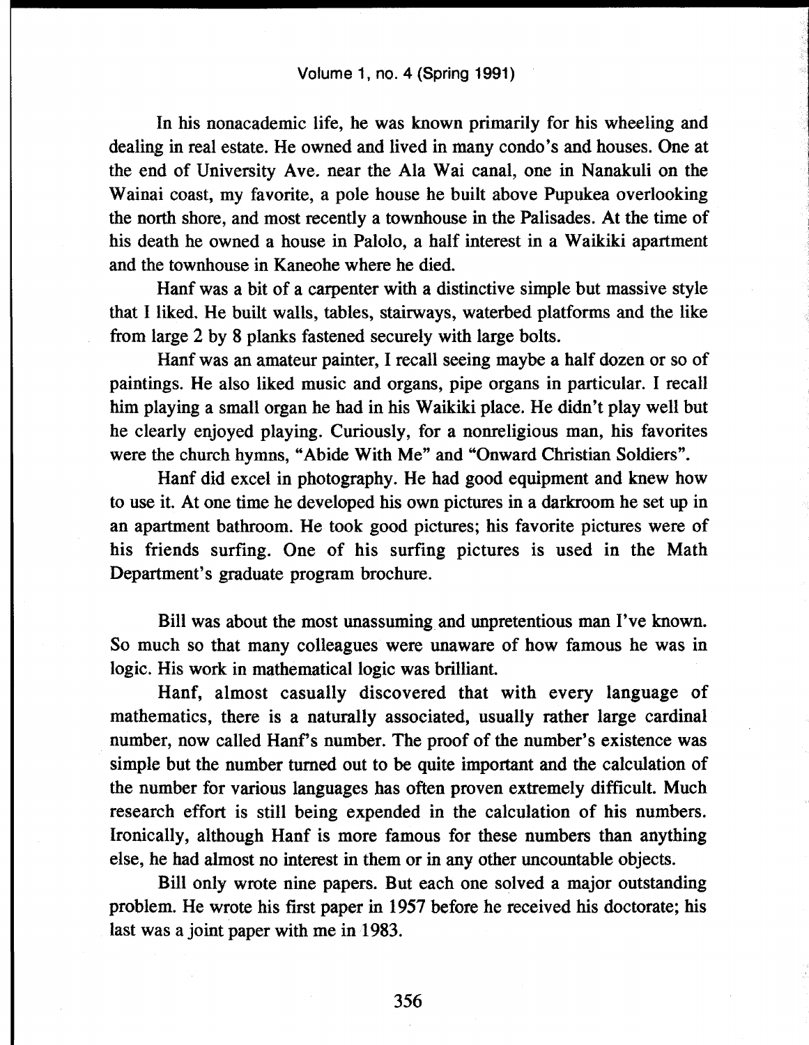In his nonacademic life, he was known primarily for his wheeling and dealing in real estate. He owned and lived in many condo's and houses. One at the end of University Ave. near the Ala Wai canal, one in Nanakuli on the Wainai coast, my favorite, a pole house he built above Pupukea overlooking the north shore, and most recently a townhouse in the Palisades. At the time of his death he owned a house in Palolo, a half interest in a Waikiki apartment and the townhouse in Kaneohe where he died.

Hanf was a bit of a carpenter with a distinctive simple but massive style that I liked. He built walls, tables, stairways, waterbed platforms and the like from large 2 by 8 planks fastened securely with large bolts.

Hanf was an amateur painter, I recall seeing maybe a half dozen or so of paintings. He also liked music and organs, pipe organs in particular. I recall him playing a small organ he had in his Waikiki place. He didn't play well but he clearly enjoyed playing. Curiously, for a nonreligious man, his favorites were the church hymns, "Abide With Me" and "Onward Christian Soldiers".

Hanf did excel in photography. He had good equipment and knew how to use it. At one time he developed his own pictures in a darkroom he set up in an apartment bathroom. He took good pictures; his favorite pictures were of his friends surfing. One of his surfing pictures is used in the Math Department's graduate program brochure.

Bill was about the most unassuming and unpretentious man I've known. So much so that many colleagues were unaware of how famous he was in logic. His work in mathematical logic was brilliant.

Hanf, almost casually discovered that with every language of mathematics, there is a naturally associated, usually rather large cardinal number, now called Hanf's number. The proof of the number's existence was simple but the number turned out to be quite important and the calculation of the number for various languages has often proven extremely difficult. Much research effort is still being expended in the calculation of his numbers. Ironically, although Hanf is more famous for these numbers than anything else, he had almost no interest in them or in any other uncountable objects.

Bill only wrote nine papers. But each one solved a major outstanding problem. He wrote his first paper in 1957 before he received his doctorate; his last was a joint paper with me in 1983.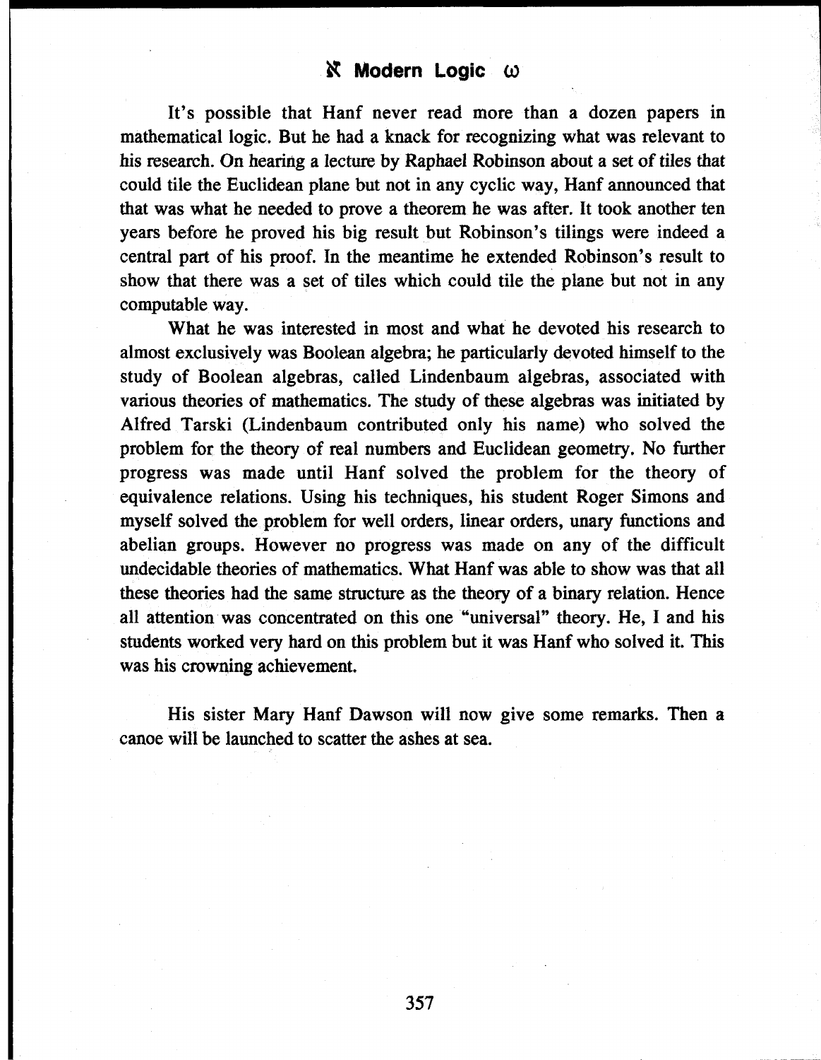It's possible that Hanf never read more than a dozen papers in mathematical logic. But he had a knack for recognizing what was relevant to his research. On hearing a lecture by Raphael Robinson about a set of tiles that could tile the Euclidean plane but not in any cyclic way, Hanf announced that that was what he needed to prove a theorem he was after. It took another ten years before he proved his big result but Robinson's tilings were indeed a central part of his proof. In the meantime he extended Robinson's result to show that there was a set of tiles which could tile the plane but not in any computable way.

What he was interested in most and what he devoted his research to almost exclusively was Boolean algebra; he particularly devoted himself to the study of Boolean algebras, called Lindenbaum algebras, associated with various theories of mathematics. The study of these algebras was initiated by Alfred Tarski (Lindenbaum contributed only his name) who solved the problem for the theory of real numbers and Euclidean geometry. No further progress was made until Hanf solved the problem for the theory of equivalence relations. Using his techniques, his student Roger Simons and myself solved the problem for well orders, linear orders, unary functions and abelian groups. However no progress was made on any of the difficult undecidable theories of mathematics. What Hanf was able to show was that all these theories had the same structure as the theory of a binary relation. Hence all attention was concentrated on this one "universal" theory. He, I and his students worked very hard on this problem but it was Hanf who solved it. This was his crowning achievement.

His sister Mary Hanf Dawson will now give some remarks. Then a canoe will be launched to scatter the ashes at sea.